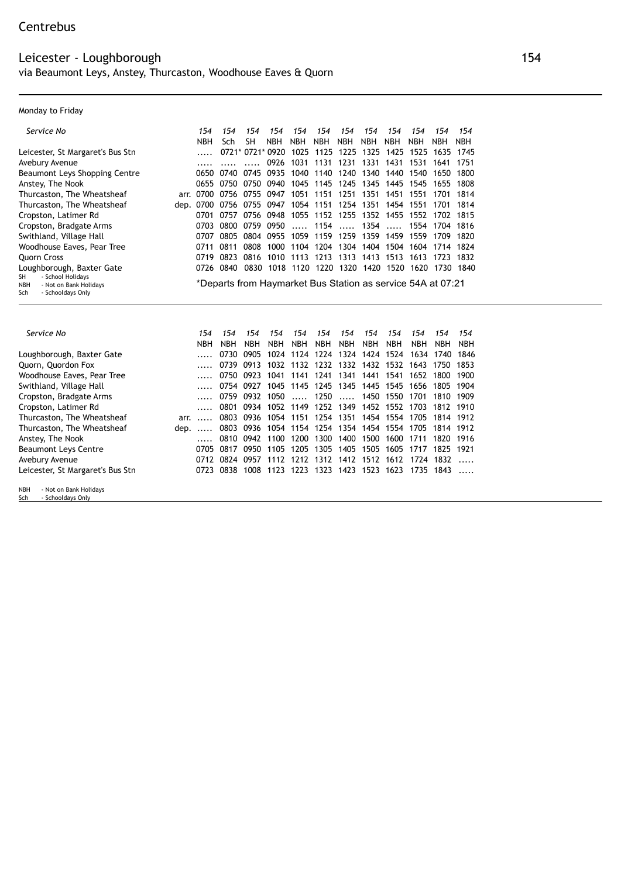Centrebus

## Leicester - Loughborough 154

via Beaumont Leys, Anstey, Thurcaston, Woodhouse Eaves & Quorn

Monday to Friday

| *Service No* | | *154* | *154* | *154* | *154* | *154* | *154* | *154* | *154* | *154* | *154* | *154* | *154* |
|---|---|---|---|---|---|---|---|---|---|---|---|---|---|
| | | NBH | Sch | SH | NBH | NBH | NBH | NBH | NBH | NBH | NBH | NBH | NBH |
| Leicester, St Margaret's Bus Stn | | ..... | 0721* | 0721* | 0920 | 1025 | 1125 | 1225 | 1325 | 1425 | 1525 | 1635 | 1745 |
| Avebury Avenue | | ..... | ..... | ..... | 0926 | 1031 | 1131 | 1231 | 1331 | 1431 | 1531 | 1641 | 1751 |
| Beaumont Leys Shopping Centre | | 0650 | 0740 | 0745 | 0935 | 1040 | 1140 | 1240 | 1340 | 1440 | 1540 | 1650 | 1800 |
| Anstey, The Nook | | 0655 | 0750 | 0750 | 0940 | 1045 | 1145 | 1245 | 1345 | 1445 | 1545 | 1655 | 1808 |
| Thurcaston, The Wheatsheaf | arr. | 0700 | 0756 | 0755 | 0947 | 1051 | 1151 | 1251 | 1351 | 1451 | 1551 | 1701 | 1814 |
| Thurcaston, The Wheatsheaf | dep. | 0700 | 0756 | 0755 | 0947 | 1054 | 1151 | 1254 | 1351 | 1454 | 1551 | 1701 | 1814 |
| Cropston, Latimer Rd | | 0701 | 0757 | 0756 | 0948 | 1055 | 1152 | 1255 | 1352 | 1455 | 1552 | 1702 | 1815 |
| Cropston, Bradgate Arms | | 0703 | 0800 | 0759 | 0950 | ..... | 1154 | ..... | 1354 | ..... | 1554 | 1704 | 1816 |
| Swithland, Village Hall | | 0707 | 0805 | 0804 | 0955 | 1059 | 1159 | 1259 | 1359 | 1459 | 1559 | 1709 | 1820 |
| Woodhouse Eaves, Pear Tree | | 0711 | 0811 | 0808 | 1000 | 1104 | 1204 | 1304 | 1404 | 1504 | 1604 | 1714 | 1824 |
| Quorn Cross | | 0719 | 0823 | 0816 | 1010 | 1113 | 1213 | 1313 | 1413 | 1513 | 1613 | 1723 | 1832 |
| Loughborough, Baxter Gate | | 0726 | 0840 | 0830 | 1018 | 1120 | 1220 | 1320 | 1420 | 1520 | 1620 | 1730 | 1840 |

SH - School Holidays
NBH - Not on Bank Holidays
Sch - Schooldays Only

*Departs from Haymarket Bus Station as service 54A at 07:21

| *Service No* | | *154* | *154* | *154* | *154* | *154* | *154* | *154* | *154* | *154* | *154* | *154* | *154* |
|---|---|---|---|---|---|---|---|---|---|---|---|---|---|
| | | NBH | NBH | NBH | NBH | NBH | NBH | NBH | NBH | NBH | NBH | NBH | NBH |
| Loughborough, Baxter Gate | | ..... | 0730 | 0905 | 1024 | 1124 | 1224 | 1324 | 1424 | 1524 | 1634 | 1740 | 1846 |
| Quorn, Quordon Fox | | ..... | 0739 | 0913 | 1032 | 1132 | 1232 | 1332 | 1432 | 1532 | 1643 | 1750 | 1853 |
| Woodhouse Eaves, Pear Tree | | ..... | 0750 | 0923 | 1041 | 1141 | 1241 | 1341 | 1441 | 1541 | 1652 | 1800 | 1900 |
| Swithland, Village Hall | | ..... | 0754 | 0927 | 1045 | 1145 | 1245 | 1345 | 1445 | 1545 | 1656 | 1805 | 1904 |
| Cropston, Bradgate Arms | | ..... | 0759 | 0932 | 1050 | ..... | 1250 | ..... | 1450 | 1550 | 1701 | 1810 | 1909 |
| Cropston, Latimer Rd | | ..... | 0801 | 0934 | 1052 | 1149 | 1252 | 1349 | 1452 | 1552 | 1703 | 1812 | 1910 |
| Thurcaston, The Wheatsheaf | arr. | ..... | 0803 | 0936 | 1054 | 1151 | 1254 | 1351 | 1454 | 1554 | 1705 | 1814 | 1912 |
| Thurcaston, The Wheatsheaf | dep. | ..... | 0803 | 0936 | 1054 | 1154 | 1254 | 1354 | 1454 | 1554 | 1705 | 1814 | 1912 |
| Anstey, The Nook | | ..... | 0810 | 0942 | 1100 | 1200 | 1300 | 1400 | 1500 | 1600 | 1711 | 1820 | 1916 |
| Beaumont Leys Centre | | 0705 | 0817 | 0950 | 1105 | 1205 | 1305 | 1405 | 1505 | 1605 | 1717 | 1825 | 1921 |
| Avebury Avenue | | 0712 | 0824 | 0957 | 1112 | 1212 | 1312 | 1412 | 1512 | 1612 | 1724 | 1832 | ..... |
| Leicester, St Margaret's Bus Stn | | 0723 | 0838 | 1008 | 1123 | 1223 | 1323 | 1423 | 1523 | 1623 | 1735 | 1843 | ..... |

NBH - Not on Bank Holidays
Sch - Schooldays Only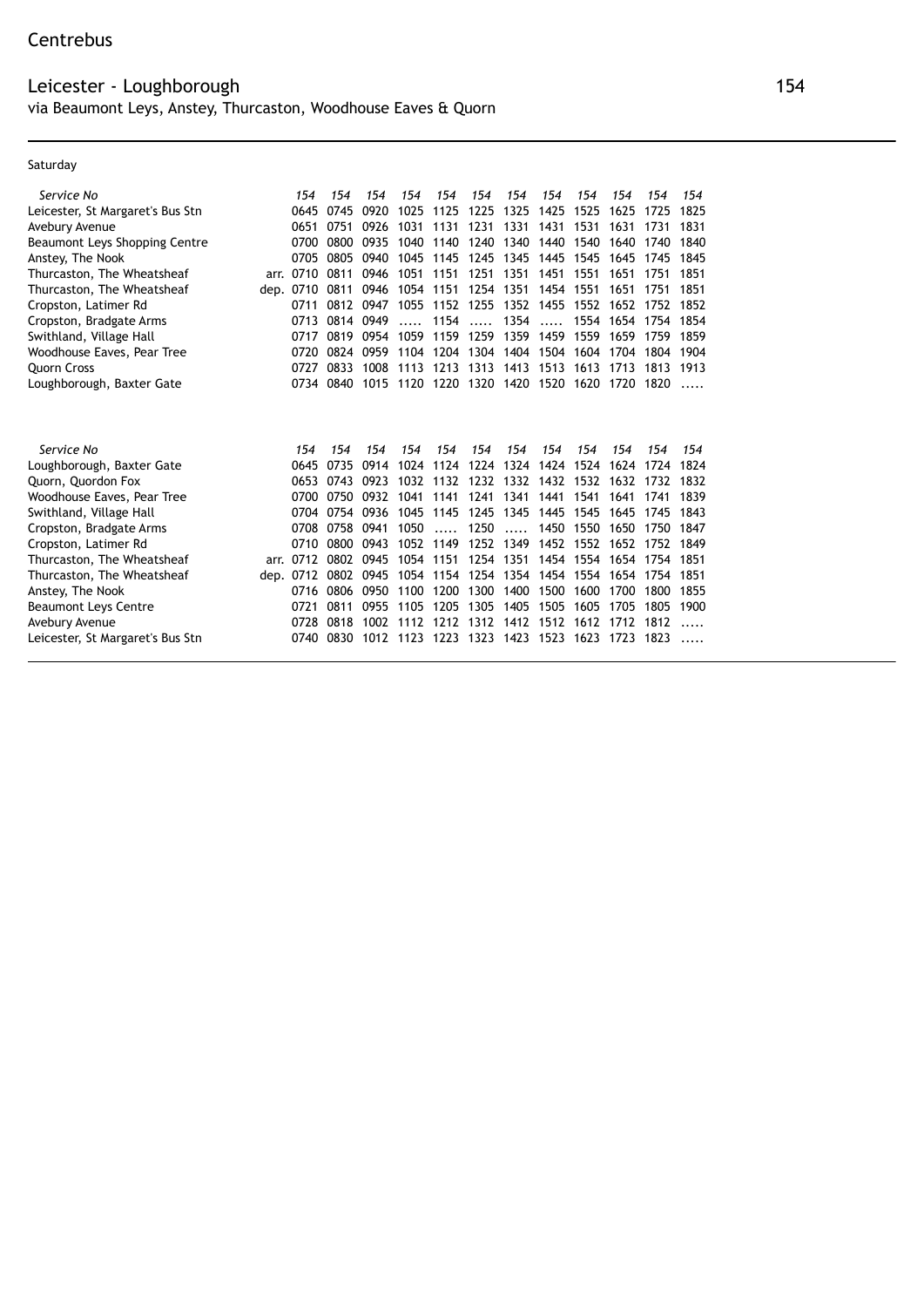Centrebus

## Leicester - Loughborough 154

via Beaumont Leys, Anstey, Thurcaston, Woodhouse Eaves & Quorn

Saturday

| *Service No* | | *154* | *154* | *154* | *154* | *154* | *154* | *154* | *154* | *154* | *154* | *154* | *154* |
|---|---|---|---|---|---|---|---|---|---|---|---|---|---|
| Leicester, St Margaret's Bus Stn | | 0645 | 0745 | 0920 | 1025 | 1125 | 1225 | 1325 | 1425 | 1525 | 1625 | 1725 | 1825 |
| Avebury Avenue | | 0651 | 0751 | 0926 | 1031 | 1131 | 1231 | 1331 | 1431 | 1531 | 1631 | 1731 | 1831 |
| Beaumont Leys Shopping Centre | | 0700 | 0800 | 0935 | 1040 | 1140 | 1240 | 1340 | 1440 | 1540 | 1640 | 1740 | 1840 |
| Anstey, The Nook | | 0705 | 0805 | 0940 | 1045 | 1145 | 1245 | 1345 | 1445 | 1545 | 1645 | 1745 | 1845 |
| Thurcaston, The Wheatsheaf | arr. | 0710 | 0811 | 0946 | 1051 | 1151 | 1251 | 1351 | 1451 | 1551 | 1651 | 1751 | 1851 |
| Thurcaston, The Wheatsheaf | dep. | 0710 | 0811 | 0946 | 1054 | 1151 | 1254 | 1351 | 1454 | 1551 | 1651 | 1751 | 1851 |
| Cropston, Latimer Rd | | 0711 | 0812 | 0947 | 1055 | 1152 | 1255 | 1352 | 1455 | 1552 | 1652 | 1752 | 1852 |
| Cropston, Bradgate Arms | | 0713 | 0814 | 0949 | ..... | 1154 | ..... | 1354 | ..... | 1554 | 1654 | 1754 | 1854 |
| Swithland, Village Hall | | 0717 | 0819 | 0954 | 1059 | 1159 | 1259 | 1359 | 1459 | 1559 | 1659 | 1759 | 1859 |
| Woodhouse Eaves, Pear Tree | | 0720 | 0824 | 0959 | 1104 | 1204 | 1304 | 1404 | 1504 | 1604 | 1704 | 1804 | 1904 |
| Quorn Cross | | 0727 | 0833 | 1008 | 1113 | 1213 | 1313 | 1413 | 1513 | 1613 | 1713 | 1813 | 1913 |
| Loughborough, Baxter Gate | | 0734 | 0840 | 1015 | 1120 | 1220 | 1320 | 1420 | 1520 | 1620 | 1720 | 1820 | ..... |

| *Service No* | | *154* | *154* | *154* | *154* | *154* | *154* | *154* | *154* | *154* | *154* | *154* | *154* |
|---|---|---|---|---|---|---|---|---|---|---|---|---|---|
| Loughborough, Baxter Gate | | 0645 | 0735 | 0914 | 1024 | 1124 | 1224 | 1324 | 1424 | 1524 | 1624 | 1724 | 1824 |
| Quorn, Quordon Fox | | 0653 | 0743 | 0923 | 1032 | 1132 | 1232 | 1332 | 1432 | 1532 | 1632 | 1732 | 1832 |
| Woodhouse Eaves, Pear Tree | | 0700 | 0750 | 0932 | 1041 | 1141 | 1241 | 1341 | 1441 | 1541 | 1641 | 1741 | 1839 |
| Swithland, Village Hall | | 0704 | 0754 | 0936 | 1045 | 1145 | 1245 | 1345 | 1445 | 1545 | 1645 | 1745 | 1843 |
| Cropston, Bradgate Arms | | 0708 | 0758 | 0941 | 1050 | ..... | 1250 | ..... | 1450 | 1550 | 1650 | 1750 | 1847 |
| Cropston, Latimer Rd | | 0710 | 0800 | 0943 | 1052 | 1149 | 1252 | 1349 | 1452 | 1552 | 1652 | 1752 | 1849 |
| Thurcaston, The Wheatsheaf | arr. | 0712 | 0802 | 0945 | 1054 | 1151 | 1254 | 1351 | 1454 | 1554 | 1654 | 1754 | 1851 |
| Thurcaston, The Wheatsheaf | dep. | 0712 | 0802 | 0945 | 1054 | 1154 | 1254 | 1354 | 1454 | 1554 | 1654 | 1754 | 1851 |
| Anstey, The Nook | | 0716 | 0806 | 0950 | 1100 | 1200 | 1300 | 1400 | 1500 | 1600 | 1700 | 1800 | 1855 |
| Beaumont Leys Centre | | 0721 | 0811 | 0955 | 1105 | 1205 | 1305 | 1405 | 1505 | 1605 | 1705 | 1805 | 1900 |
| Avebury Avenue | | 0728 | 0818 | 1002 | 1112 | 1212 | 1312 | 1412 | 1512 | 1612 | 1712 | 1812 | ..... |
| Leicester, St Margaret's Bus Stn | | 0740 | 0830 | 1012 | 1123 | 1223 | 1323 | 1423 | 1523 | 1623 | 1723 | 1823 | ..... |